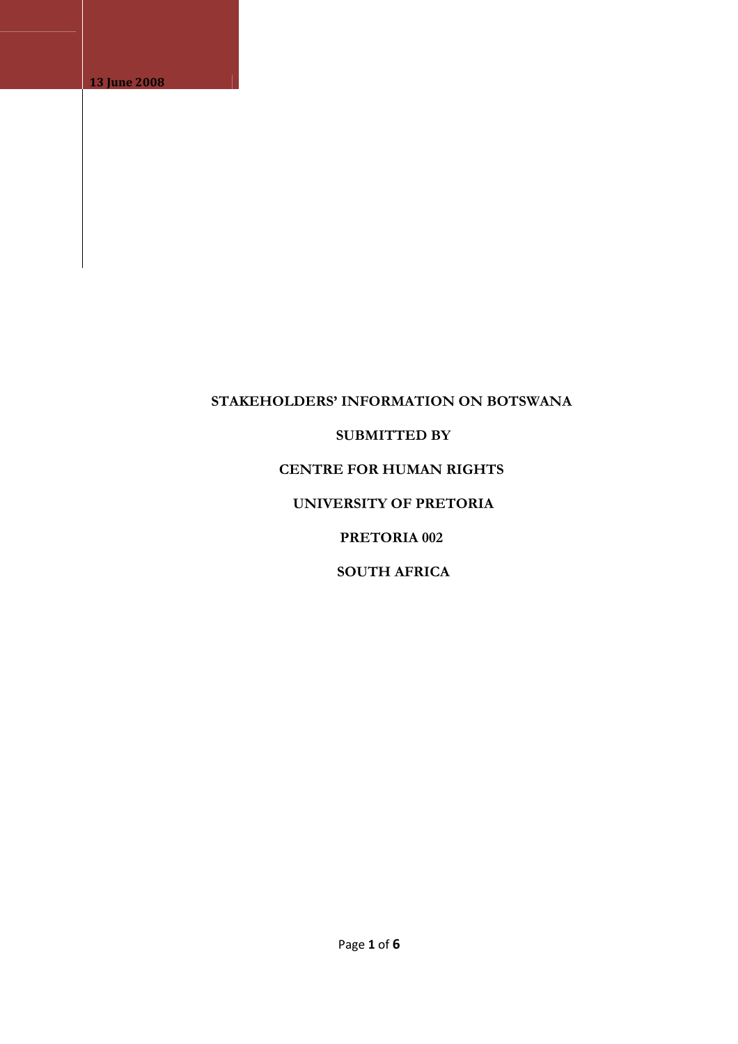**13 June 2008**

**STAKEHOLDERS' INFORMATION ON BOTSWANA**

**SUBMITTED BY**

**CENTRE FOR HUMAN RIGHTS**

**UNIVERSITY OF PRETORIA**

**PRETORIA 002**

**SOUTH AFRICA**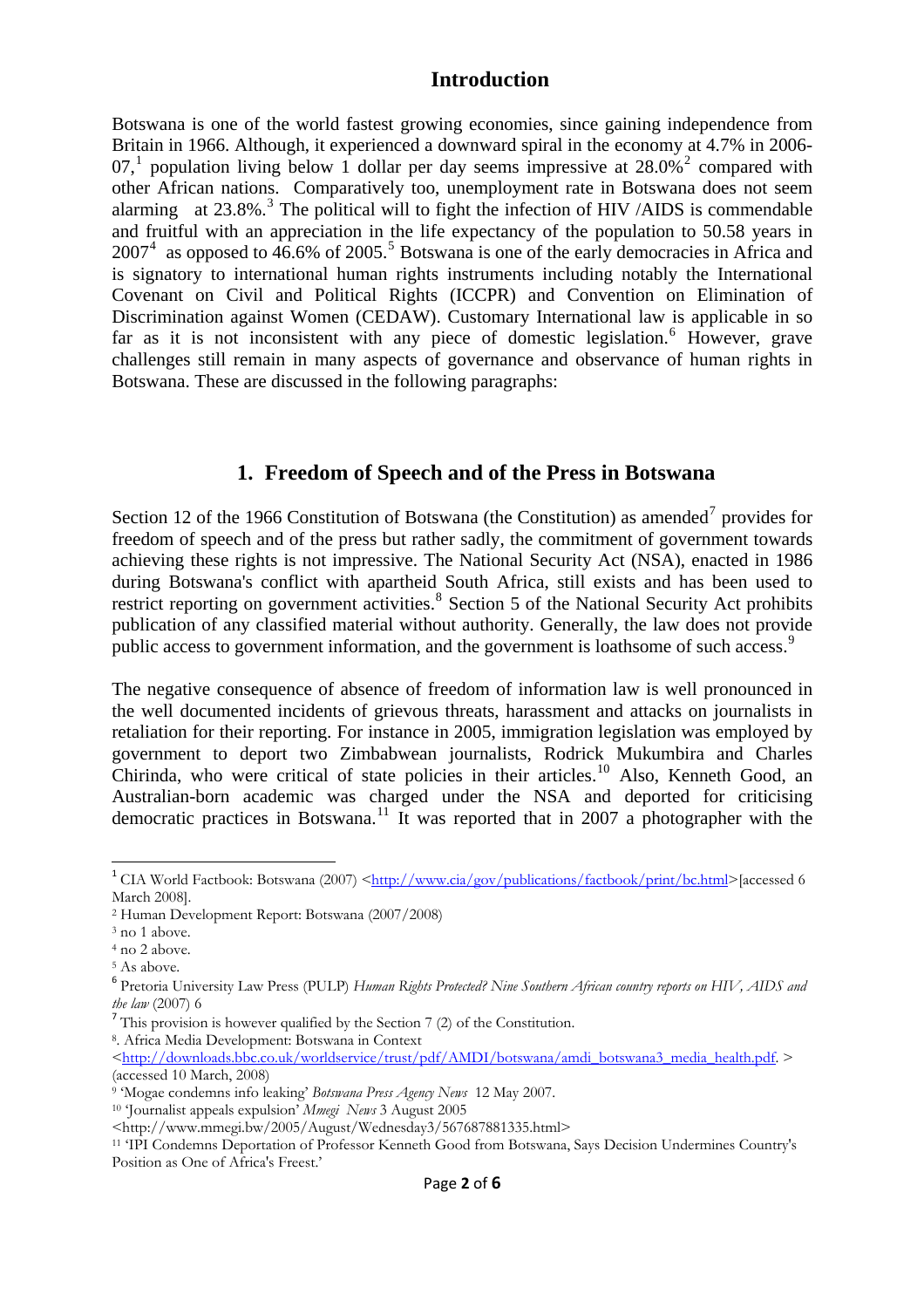## Introduction

Botswana is one of the world fastest growing economies, since gaining independence from Britain in 1966. Although, it experienced a downward spiral in the economy at 4.7% in 2006-07,[1] population living below 1 dollar per day seems impressive at 28.0%[2] compared with other African nations. Comparatively too, unemployment rate in Botswana does not seem alarming at 23.8%.[3] The political will to fight the infection of HIV /AIDS is commendable and fruitful with an appreciation in the life expectancy of the population to 50.58 years in 2007[4] as opposed to 46.6% of 2005.[5] Botswana is one of the early democracies in Africa and is signatory to international human rights instruments including notably the International Covenant on Civil and Political Rights (ICCPR) and Convention on Elimination of Discrimination against Women (CEDAW). Customary International law is applicable in so far as it is not inconsistent with any piece of domestic legislation.[6] However, grave challenges still remain in many aspects of governance and observance of human rights in Botswana. These are discussed in the following paragraphs:

## 1. Freedom of Speech and of the Press in Botswana

Section 12 of the 1966 Constitution of Botswana (the Constitution) as amended[7] provides for freedom of speech and of the press but rather sadly, the commitment of government towards achieving these rights is not impressive. The National Security Act (NSA), enacted in 1986 during Botswana's conflict with apartheid South Africa, still exists and has been used to restrict reporting on government activities.[8] Section 5 of the National Security Act prohibits publication of any classified material without authority. Generally, the law does not provide public access to government information, and the government is loathsome of such access.[9]

The negative consequence of absence of freedom of information law is well pronounced in the well documented incidents of grievous threats, harassment and attacks on journalists in retaliation for their reporting. For instance in 2005, immigration legislation was employed by government to deport two Zimbabwean journalists, Rodrick Mukumbira and Charles Chirinda, who were critical of state policies in their articles.[10] Also, Kenneth Good, an Australian-born academic was charged under the NSA and deported for criticising democratic practices in Botswana.[11] It was reported that in 2007 a photographer with the

---

[1] CIA World Factbook: Botswana (2007) <http://www.cia/gov/publications/factbook/print/bc.html>[accessed 6 March 2008].

[2] Human Development Report: Botswana (2007/2008)

[3] no 1 above.

[4] no 2 above.

[5] As above.

[6] Pretoria University Law Press (PULP) *Human Rights Protected? Nine Southern African country reports on HIV, AIDS and the law* (2007) 6

[7] This provision is however qualified by the Section 7 (2) of the Constitution.

[8]. Africa Media Development: Botswana in Context <http://downloads.bbc.co.uk/worldservice/trust/pdf/AMDI/botswana/amdi_botswana3_media_health.pdf. > (accessed 10 March, 2008)

[9] 'Mogae condemns info leaking' *Botswana Press Agency News* 12 May 2007.

[10] 'Journalist appeals expulsion' *Mmegi News* 3 August 2005 <http://www.mmegi.bw/2005/August/Wednesday3/567687881335.html>

[11] 'IPI Condemns Deportation of Professor Kenneth Good from Botswana, Says Decision Undermines Country's Position as One of Africa's Freest.'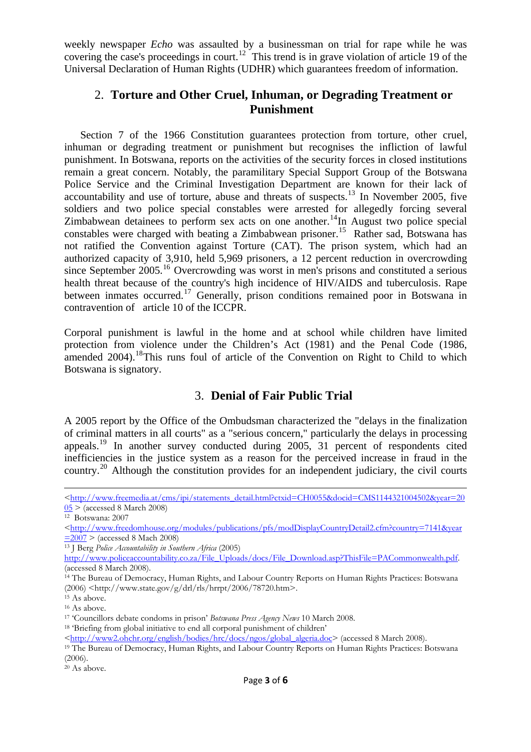weekly newspaper *Echo* was assaulted by a businessman on trial for rape while he was covering the case's proceedings in court.[12] This trend is in grave violation of article 19 of the Universal Declaration of Human Rights (UDHR) which guarantees freedom of information.

## 2. Torture and Other Cruel, Inhuman, or Degrading Treatment or Punishment

Section 7 of the 1966 Constitution guarantees protection from torture, other cruel, inhuman or degrading treatment or punishment but recognises the infliction of lawful punishment. In Botswana, reports on the activities of the security forces in closed institutions remain a great concern. Notably, the paramilitary Special Support Group of the Botswana Police Service and the Criminal Investigation Department are known for their lack of accountability and use of torture, abuse and threats of suspects.[13] In November 2005, five soldiers and two police special constables were arrested for allegedly forcing several Zimbabwean detainees to perform sex acts on one another.[14]In August two police special constables were charged with beating a Zimbabwean prisoner.[15] Rather sad, Botswana has not ratified the Convention against Torture (CAT). The prison system, which had an authorized capacity of 3,910, held 5,969 prisoners, a 12 percent reduction in overcrowding since September 2005.[16] Overcrowding was worst in men's prisons and constituted a serious health threat because of the country's high incidence of HIV/AIDS and tuberculosis. Rape between inmates occurred.[17] Generally, prison conditions remained poor in Botswana in contravention of article 10 of the ICCPR.

Corporal punishment is lawful in the home and at school while children have limited protection from violence under the Children's Act (1981) and the Penal Code (1986, amended 2004).[18]This runs foul of article of the Convention on Right to Child to which Botswana is signatory.

## 3. Denial of Fair Public Trial

A 2005 report by the Office of the Ombudsman characterized the "delays in the finalization of criminal matters in all courts" as a "serious concern," particularly the delays in processing appeals.[19] In another survey conducted during 2005, 31 percent of respondents cited inefficiencies in the justice system as a reason for the perceived increase in fraud in the country.[20] Although the constitution provides for an independent judiciary, the civil courts

---

<http://www.freemedia.at/cms/ipi/statements_detail.html?ctxid=CH0055&docid=CMS1144321004502&year=2005 > (accessed 8 March 2008)

[12] Botswana: 2007 <http://www.freedomhouse.org/modules/publications/pfs/modDisplayCountryDetail2.cfm?country=7141&year=2007 > (accessed 8 Mach 2008)

[13] J Berg *Police Accountability in Southern Africa* (2005) http://www.policeaccountability.co.za/File_Uploads/docs/File_Download.asp?ThisFile=PACommonwealth.pdf. (accessed 8 March 2008).

[14] The Bureau of Democracy, Human Rights, and Labour Country Reports on Human Rights Practices: Botswana (2006) <http://www.state.gov/g/drl/rls/hrrpt/2006/78720.htm>.

[15] As above.

[16] As above.

[17] 'Councillors debate condoms in prison' *Botswana Press Agency News* 10 March 2008.

[18] 'Briefing from global initiative to end all corporal punishment of children' <http://www2.ohchr.org/english/bodies/hrc/docs/ngos/global_algeria.doc> (accessed 8 March 2008).

[19] The Bureau of Democracy, Human Rights, and Labour Country Reports on Human Rights Practices: Botswana (2006).

[20] As above.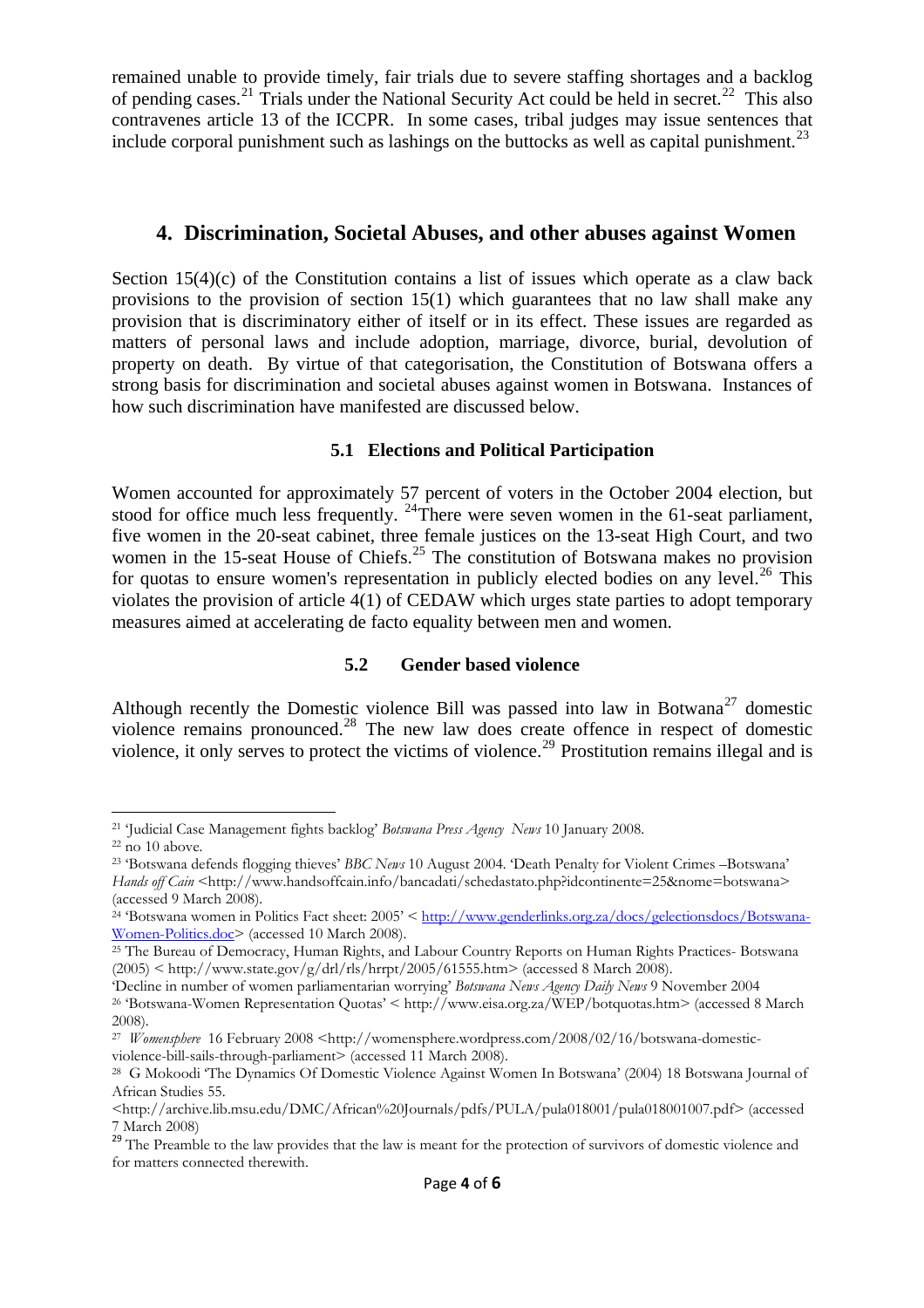remained unable to provide timely, fair trials due to severe staffing shortages and a backlog of pending cases.[21] Trials under the National Security Act could be held in secret.[22] This also contravenes article 13 of the ICCPR. In some cases, tribal judges may issue sentences that include corporal punishment such as lashings on the buttocks as well as capital punishment.[23]

## 4. Discrimination, Societal Abuses, and other abuses against Women

Section 15(4)(c) of the Constitution contains a list of issues which operate as a claw back provisions to the provision of section 15(1) which guarantees that no law shall make any provision that is discriminatory either of itself or in its effect. These issues are regarded as matters of personal laws and include adoption, marriage, divorce, burial, devolution of property on death. By virtue of that categorisation, the Constitution of Botswana offers a strong basis for discrimination and societal abuses against women in Botswana. Instances of how such discrimination have manifested are discussed below.

### 5.1 Elections and Political Participation

Women accounted for approximately 57 percent of voters in the October 2004 election, but stood for office much less frequently. [24]There were seven women in the 61-seat parliament, five women in the 20-seat cabinet, three female justices on the 13-seat High Court, and two women in the 15-seat House of Chiefs.[25] The constitution of Botswana makes no provision for quotas to ensure women's representation in publicly elected bodies on any level.[26] This violates the provision of article 4(1) of CEDAW which urges state parties to adopt temporary measures aimed at accelerating de facto equality between men and women.

### 5.2 Gender based violence

Although recently the Domestic violence Bill was passed into law in Botwana[27] domestic violence remains pronounced.[28] The new law does create offence in respect of domestic violence, it only serves to protect the victims of violence.[29] Prostitution remains illegal and is

---

[21] 'Judicial Case Management fights backlog' *Botswana Press Agency News* 10 January 2008.

[22] no 10 above.

[23] 'Botswana defends flogging thieves' *BBC News* 10 August 2004. 'Death Penalty for Violent Crimes –Botswana' *Hands off Cain* <http://www.handsoffcain.info/bancadati/schedastato.php?idcontinente=25&nome=botswana> (accessed 9 March 2008).

[24] 'Botswana women in Politics Fact sheet: 2005' < http://www.genderlinks.org.za/docs/gelectionsdocs/Botswana-Women-Politics.doc> (accessed 10 March 2008).

[25] The Bureau of Democracy, Human Rights, and Labour Country Reports on Human Rights Practices- Botswana (2005) < http://www.state.gov/g/drl/rls/hrrpt/2005/61555.htm> (accessed 8 March 2008).
'Decline in number of women parliamentarian worrying' *Botswana News Agency Daily News* 9 November 2004

[26] 'Botswana-Women Representation Quotas' < http://www.eisa.org.za/WEP/botquotas.htm> (accessed 8 March 2008).

[27] *Womensphere* 16 February 2008 <http://womensphere.wordpress.com/2008/02/16/botswana-domestic-violence-bill-sails-through-parliament> (accessed 11 March 2008).

[28] G Mokoodi 'The Dynamics Of Domestic Violence Against Women In Botswana' (2004) 18 Botswana Journal of African Studies 55.
<http://archive.lib.msu.edu/DMC/African%20Journals/pdfs/PULA/pula018001/pula018001007.pdf> (accessed 7 March 2008)

[29] The Preamble to the law provides that the law is meant for the protection of survivors of domestic violence and for matters connected therewith.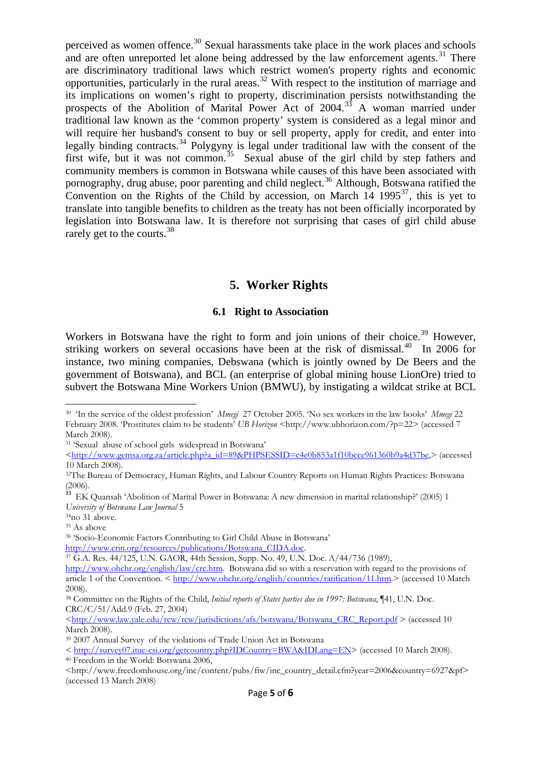perceived as women offence.[30] Sexual harassments take place in the work places and schools and are often unreported let alone being addressed by the law enforcement agents.[31] There are discriminatory traditional laws which restrict women's property rights and economic opportunities, particularly in the rural areas.[32] With respect to the institution of marriage and its implications on women's right to property, discrimination persists notwithstanding the prospects of the Abolition of Marital Power Act of 2004.[33] A woman married under traditional law known as the 'common property' system is considered as a legal minor and will require her husband's consent to buy or sell property, apply for credit, and enter into legally binding contracts.[34] Polygyny is legal under traditional law with the consent of the first wife, but it was not common.[35] Sexual abuse of the girl child by step fathers and community members is common in Botswana while causes of this have been associated with pornography, drug abuse, poor parenting and child neglect.[36] Although, Botswana ratified the Convention on the Rights of the Child by accession, on March 14 1995[37], this is yet to translate into tangible benefits to children as the treaty has not been officially incorporated by legislation into Botswana law. It is therefore not surprising that cases of girl child abuse rarely get to the courts.[38]

## 5. Worker Rights

### 6.1 Right to Association

Workers in Botswana have the right to form and join unions of their choice.[39] However, striking workers on several occasions have been at the risk of dismissal.[40] In 2006 for instance, two mining companies, Debswana (which is jointly owned by De Beers and the government of Botswana), and BCL (an enterprise of global mining house LionOre) tried to subvert the Botswana Mine Workers Union (BMWU), by instigating a wildcat strike at BCL

---

[30] 'In the service of the oldest profession' *Mmegi* 27 October 2005. 'No sex workers in the law books' *Mmegi* 22 February 2008. 'Prostitutes claim to be students' *UB Horizon* <http://www.ubhorizon.com/?p=22> (accessed 7 March 2008).

[31] 'Sexual abuse of school girls widespread in Botswana' <http://www.gemsa.org.za/article.php?a_id=89&PHPSESSID=c4e0b853a1f10bcce961360b9a4d37be,> (accessed 10 March 2008).

[32] The Bureau of Democracy, Human Rights, and Labour Country Reports on Human Rights Practices: Botswana (2006).

[33] EK Quansah 'Abolition of Marital Power in Botswana: A new dimension in marital relationship?' (2005) 1 *University of Botswana Law Journal* 5

[34] no 31 above.

[35] As above

[36] 'Socio-Economic Factors Contributing to Girl Child Abuse in Botswana' http://www.crin.org/resources/publications/Botswana_CIDA.doc.

[37] G.A. Res. 44/125, U.N. GAOR, 44th Session, Supp. No. 49, U.N. Doc. A/44/736 (1989), http://www.ohchr.org/english/law/crc.htm. Botswana did so with a reservation with regard to the provisions of article 1 of the Convention. < http://www.ohchr.org/english/countries/ratification/11.htm.> (accessed 10 March 2008).

[38] Committee on the Rights of the Child, *Initial reports of States parties due in 1997: Botswana*, ¶41, U.N. Doc. CRC/C/51/Add.9 (Feb. 27, 2004) <http://www.law.yale.edu/rcw/rcw/jurisdictions/afs/botswana/Botswana_CRC_Report.pdf > (accessed 10 March 2008).

[39] 2007 Annual Survey of the violations of Trade Union Act in Botswana < http://survey07.ituc-csi.org/getcountry.php?IDCountry=BWA&IDLang=EN> (accessed 10 March 2008).

[40] Freedom in the World: Botswana 2006, <http://www.freedomhouse.org/inc/content/pubs/fiw/inc_country_detail.cfm?year=2006&country=6927&pf> (accessed 13 March 2008)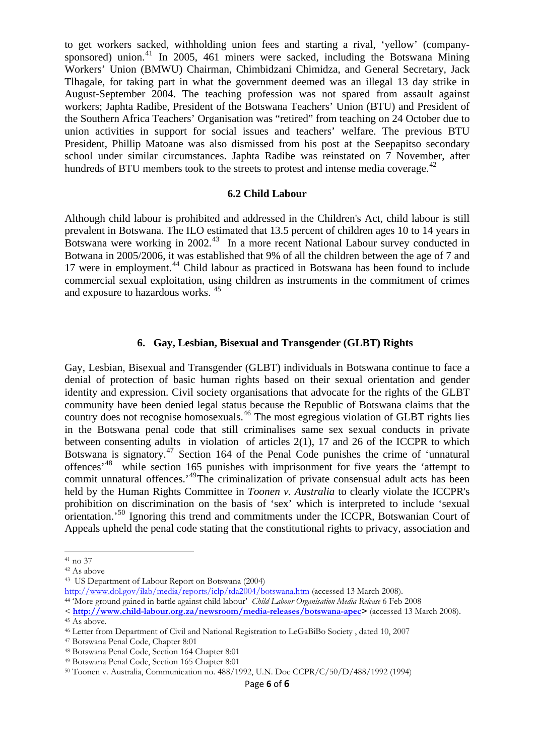to get workers sacked, withholding union fees and starting a rival, 'yellow' (company-sponsored) union.[41] In 2005, 461 miners were sacked, including the Botswana Mining Workers' Union (BMWU) Chairman, Chimbidzani Chimidza, and General Secretary, Jack Tlhagale, for taking part in what the government deemed was an illegal 13 day strike in August-September 2004. The teaching profession was not spared from assault against workers; Japhta Radibe, President of the Botswana Teachers' Union (BTU) and President of the Southern Africa Teachers' Organisation was "retired" from teaching on 24 October due to union activities in support for social issues and teachers' welfare. The previous BTU President, Phillip Matoane was also dismissed from his post at the Seepapitso secondary school under similar circumstances. Japhta Radibe was reinstated on 7 November, after hundreds of BTU members took to the streets to protest and intense media coverage.[42]

### 6.2 Child Labour

Although child labour is prohibited and addressed in the Children's Act, child labour is still prevalent in Botswana. The ILO estimated that 13.5 percent of children ages 10 to 14 years in Botswana were working in 2002.[43] In a more recent National Labour survey conducted in Botwana in 2005/2006, it was established that 9% of all the children between the age of 7 and 17 were in employment.[44] Child labour as practiced in Botswana has been found to include commercial sexual exploitation, using children as instruments in the commitment of crimes and exposure to hazardous works. [45]

## 6. Gay, Lesbian, Bisexual and Transgender (GLBT) Rights

Gay, Lesbian, Bisexual and Transgender (GLBT) individuals in Botswana continue to face a denial of protection of basic human rights based on their sexual orientation and gender identity and expression. Civil society organisations that advocate for the rights of the GLBT community have been denied legal status because the Republic of Botswana claims that the country does not recognise homosexuals.[46] The most egregious violation of GLBT rights lies in the Botswana penal code that still criminalises same sex sexual conducts in private between consenting adults in violation of articles 2(1), 17 and 26 of the ICCPR to which Botswana is signatory.[47] Section 164 of the Penal Code punishes the crime of 'unnatural offences'[48] while section 165 punishes with imprisonment for five years the 'attempt to commit unnatural offences.'[49]The criminalization of private consensual adult acts has been held by the Human Rights Committee in *Toonen v. Australia* to clearly violate the ICCPR's prohibition on discrimination on the basis of 'sex' which is interpreted to include 'sexual orientation.'[50] Ignoring this trend and commitments under the ICCPR, Botswanian Court of Appeals upheld the penal code stating that the constitutional rights to privacy, association and

---

[41] no 37

[42] As above

[43] US Department of Labour Report on Botswana (2004) http://www.dol.gov/ilab/media/reports/iclp/tda2004/botswana.htm (accessed 13 March 2008).

[44] 'More ground gained in battle against child labour' *Child Labour Organisation Media Release* 6 Feb 2008 < **http://www.child-labour.org.za/newsroom/media-releases/botswana-apec>** (accessed 13 March 2008).

[45] As above.

[46] Letter from Department of Civil and National Registration to LeGaBiBo Society , dated 10, 2007

[47] Botswana Penal Code, Chapter 8:01

[48] Botswana Penal Code, Section 164 Chapter 8:01

[49] Botswana Penal Code, Section 165 Chapter 8:01

[50] Toonen v. Australia, Communication no. 488/1992, U.N. Doc CCPR/C/50/D/488/1992 (1994)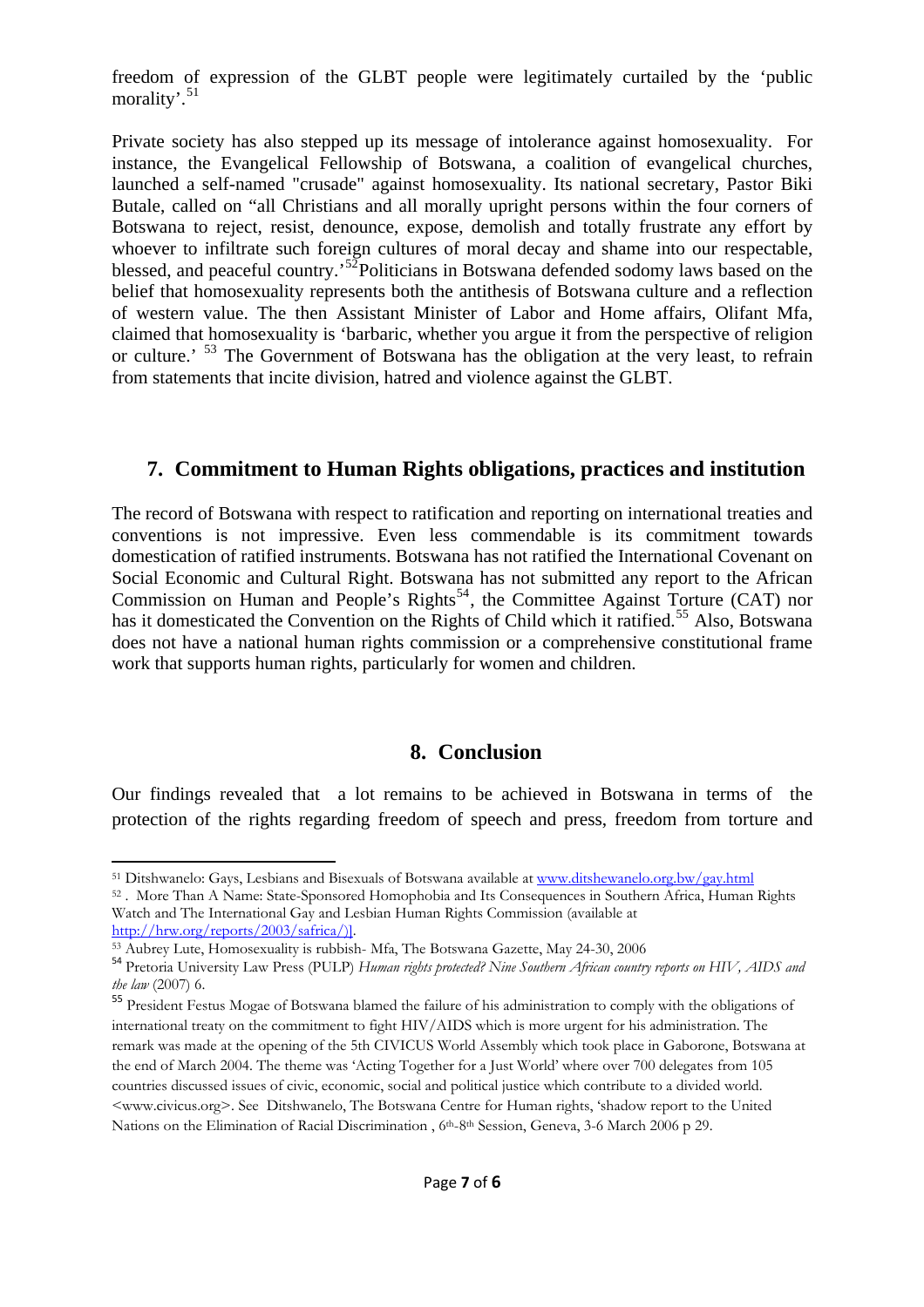freedom of expression of the GLBT people were legitimately curtailed by the 'public morality'.[51]

Private society has also stepped up its message of intolerance against homosexuality. For instance, the Evangelical Fellowship of Botswana, a coalition of evangelical churches, launched a self-named "crusade" against homosexuality. Its national secretary, Pastor Biki Butale, called on "all Christians and all morally upright persons within the four corners of Botswana to reject, resist, denounce, expose, demolish and totally frustrate any effort by whoever to infiltrate such foreign cultures of moral decay and shame into our respectable, blessed, and peaceful country.'[52]Politicians in Botswana defended sodomy laws based on the belief that homosexuality represents both the antithesis of Botswana culture and a reflection of western value. The then Assistant Minister of Labor and Home affairs, Olifant Mfa, claimed that homosexuality is 'barbaric, whether you argue it from the perspective of religion or culture.' [53] The Government of Botswana has the obligation at the very least, to refrain from statements that incite division, hatred and violence against the GLBT.

## 7. Commitment to Human Rights obligations, practices and institution

The record of Botswana with respect to ratification and reporting on international treaties and conventions is not impressive. Even less commendable is its commitment towards domestication of ratified instruments. Botswana has not ratified the International Covenant on Social Economic and Cultural Right. Botswana has not submitted any report to the African Commission on Human and People's Rights[54], the Committee Against Torture (CAT) nor has it domesticated the Convention on the Rights of Child which it ratified.[55] Also, Botswana does not have a national human rights commission or a comprehensive constitutional frame work that supports human rights, particularly for women and children.

## 8. Conclusion

Our findings revealed that a lot remains to be achieved in Botswana in terms of the protection of the rights regarding freedom of speech and press, freedom from torture and

---

[51] Ditshwanelo: Gays, Lesbians and Bisexuals of Botswana available at www.ditshewanelo.org.bw/gay.html

[52] . More Than A Name: State-Sponsored Homophobia and Its Consequences in Southern Africa, Human Rights Watch and The International Gay and Lesbian Human Rights Commission (available at http://hrw.org/reports/2003/safrica/)].

[53] Aubrey Lute, Homosexuality is rubbish- Mfa, The Botswana Gazette, May 24-30, 2006

[54] Pretoria University Law Press (PULP) *Human rights protected? Nine Southern African country reports on HIV, AIDS and the law* (2007) 6.

[55] President Festus Mogae of Botswana blamed the failure of his administration to comply with the obligations of international treaty on the commitment to fight HIV/AIDS which is more urgent for his administration. The remark was made at the opening of the 5th CIVICUS World Assembly which took place in Gaborone, Botswana at the end of March 2004. The theme was 'Acting Together for a Just World' where over 700 delegates from 105 countries discussed issues of civic, economic, social and political justice which contribute to a divided world. <www.civicus.org>. See Ditshwanelo, The Botswana Centre for Human rights, 'shadow report to the United Nations on the Elimination of Racial Discrimination , 6th-8th Session, Geneva, 3-6 March 2006 p 29.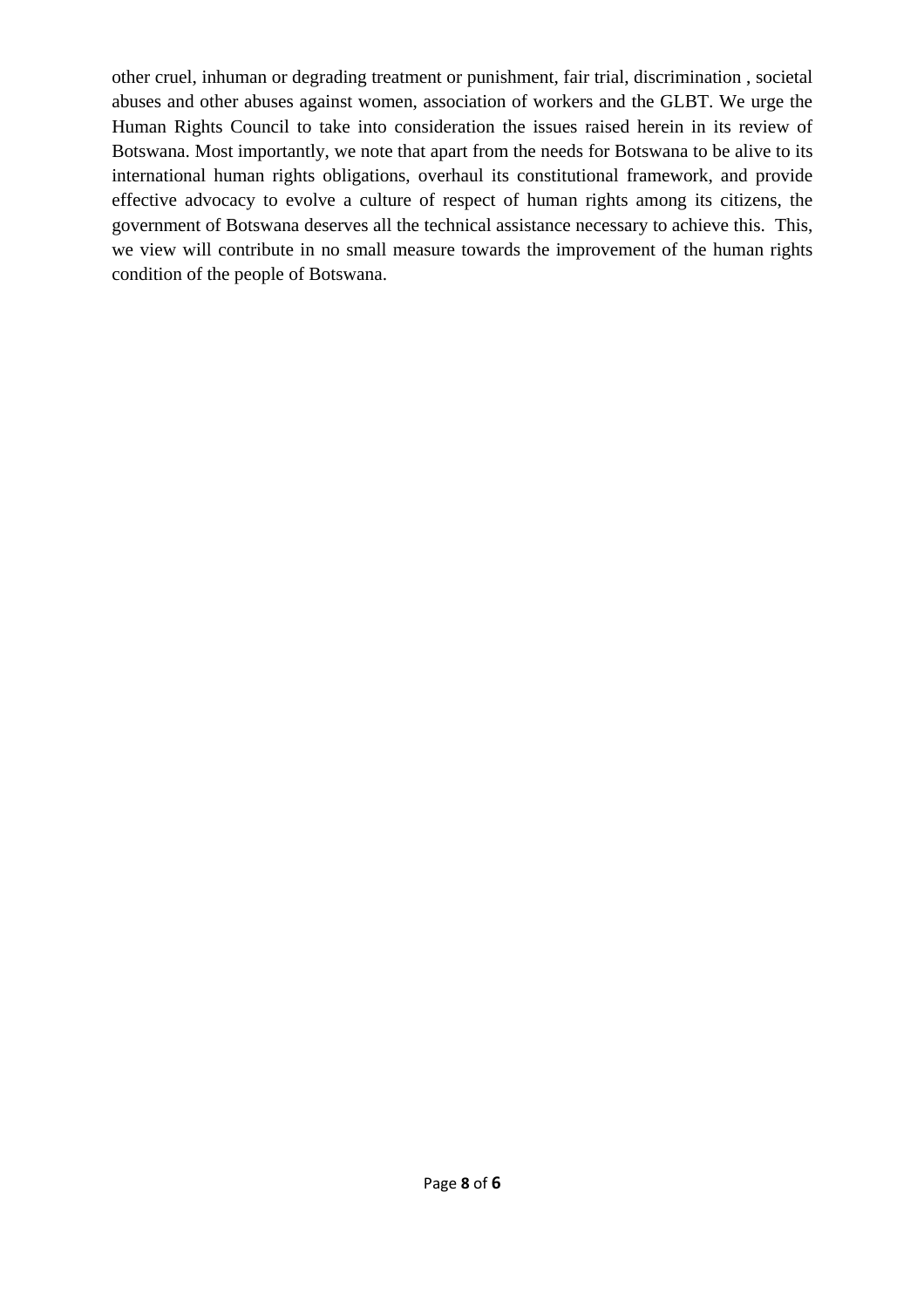other cruel, inhuman or degrading treatment or punishment, fair trial, discrimination , societal abuses and other abuses against women, association of workers and the GLBT. We urge the Human Rights Council to take into consideration the issues raised herein in its review of Botswana. Most importantly, we note that apart from the needs for Botswana to be alive to its international human rights obligations, overhaul its constitutional framework, and provide effective advocacy to evolve a culture of respect of human rights among its citizens, the government of Botswana deserves all the technical assistance necessary to achieve this. This, we view will contribute in no small measure towards the improvement of the human rights condition of the people of Botswana.